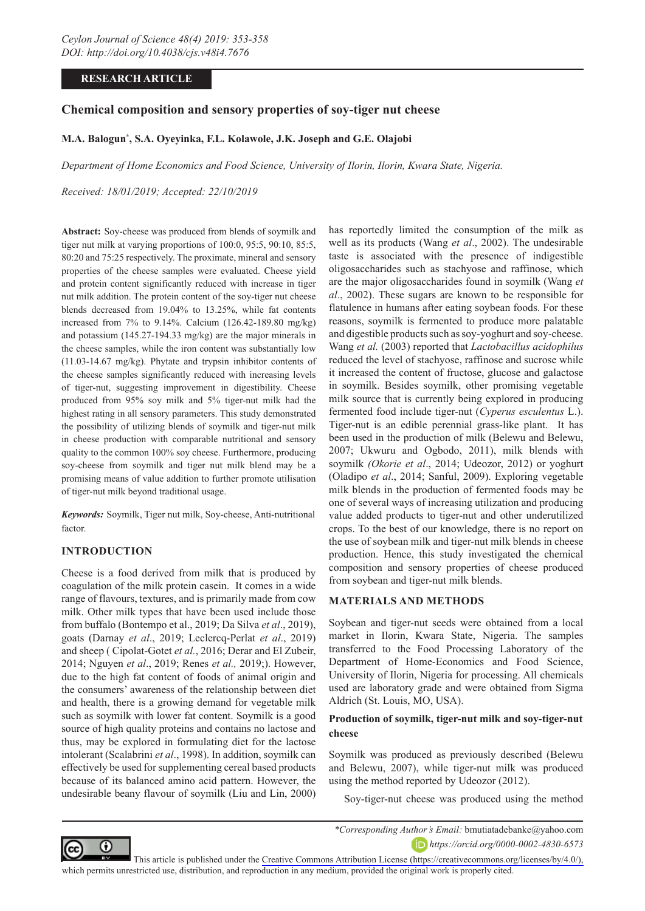**RESEARCH ARTICLE**

# Chemical composition and sensory properties of soy-tiger nut cheese

**M.A. Balogun[*], S.A. Oyeyinka, F.L. Kolawole, J.K. Joseph and G.E. Olajobi**

*Department of Home Economics and Food Science, University of Ilorin, Ilorin, Kwara State, Nigeria.*

*Received: 18/01/2019; Accepted: 22/10/2019*

**Abstract:** Soy-cheese was produced from blends of soymilk and tiger nut milk at varying proportions of 100:0, 95:5, 90:10, 85:5, 80:20 and 75:25 respectively. The proximate, mineral and sensory properties of the cheese samples were evaluated. Cheese yield and protein content significantly reduced with increase in tiger nut milk addition. The protein content of the soy-tiger nut cheese blends decreased from 19.04% to 13.25%, while fat contents increased from 7% to 9.14%. Calcium (126.42-189.80 mg/kg) and potassium (145.27-194.33 mg/kg) are the major minerals in the cheese samples, while the iron content was substantially low (11.03-14.67 mg/kg). Phytate and trypsin inhibitor contents of the cheese samples significantly reduced with increasing levels of tiger-nut, suggesting improvement in digestibility. Cheese produced from 95% soy milk and 5% tiger-nut milk had the highest rating in all sensory parameters. This study demonstrated the possibility of utilizing blends of soymilk and tiger-nut milk in cheese production with comparable nutritional and sensory quality to the common 100% soy cheese. Furthermore, producing soy-cheese from soymilk and tiger nut milk blend may be a promising means of value addition to further promote utilisation of tiger-nut milk beyond traditional usage.

***Keywords:*** Soymilk, Tiger nut milk, Soy-cheese, Anti-nutritional factor.

## INTRODUCTION

Cheese is a food derived from milk that is produced by coagulation of the milk protein casein. It comes in a wide range of flavours, textures, and is primarily made from cow milk. Other milk types that have been used include those from buffalo (Bontempo et al., 2019; Da Silva *et al*., 2019), goats (Darnay *et al*., 2019; Leclercq-Perlat *et al*., 2019) and sheep ( Cipolat-Gotet *et al.*, 2016; Derar and El Zubeir, 2014; Nguyen *et al*., 2019; Renes *et al.,* 2019;). However, due to the high fat content of foods of animal origin and the consumers' awareness of the relationship between diet and health, there is a growing demand for vegetable milk such as soymilk with lower fat content. Soymilk is a good source of high quality proteins and contains no lactose and thus, may be explored in formulating diet for the lactose intolerant (Scalabrini *et al*., 1998). In addition, soymilk can effectively be used for supplementing cereal based products because of its balanced amino acid pattern. However, the undesirable beany flavour of soymilk (Liu and Lin, 2000) has reportedly limited the consumption of the milk as well as its products (Wang *et al*., 2002). The undesirable taste is associated with the presence of indigestible oligosaccharides such as stachyose and raffinose, which are the major oligosaccharides found in soymilk (Wang *et al*., 2002). These sugars are known to be responsible for flatulence in humans after eating soybean foods. For these reasons, soymilk is fermented to produce more palatable and digestible products such as soy-yoghurt and soy-cheese. Wang *et al.* (2003) reported that *Lactobacillus acidophilus* reduced the level of stachyose, raffinose and sucrose while it increased the content of fructose, glucose and galactose in soymilk. Besides soymilk, other promising vegetable milk source that is currently being explored in producing fermented food include tiger-nut (*Cyperus esculentus* L.). Tiger-nut is an edible perennial grass-like plant. It has been used in the production of milk (Belewu and Belewu, 2007; Ukwuru and Ogbodo, 2011), milk blends with soymilk *(Okorie et al*., 2014; Udeozor, 2012) or yoghurt (Oladipo *et al*., 2014; Sanful, 2009). Exploring vegetable milk blends in the production of fermented foods may be one of several ways of increasing utilization and producing value added products to tiger-nut and other underutilized crops. To the best of our knowledge, there is no report on the use of soybean milk and tiger-nut milk blends in cheese production. Hence, this study investigated the chemical composition and sensory properties of cheese produced from soybean and tiger-nut milk blends.

## MATERIALS AND METHODS

Soybean and tiger-nut seeds were obtained from a local market in Ilorin, Kwara State, Nigeria. The samples transferred to the Food Processing Laboratory of the Department of Home-Economics and Food Science, University of Ilorin, Nigeria for processing. All chemicals used are laboratory grade and were obtained from Sigma Aldrich (St. Louis, MO, USA).

### Production of soymilk, tiger-nut milk and soy-tiger-nut cheese

Soymilk was produced as previously described (Belewu and Belewu, 2007), while tiger-nut milk was produced using the method reported by Udeozor (2012).

Soy-tiger-nut cheese was produced using the method

*Corresponding Author's Email: bmutiatadebanke@yahoo.com

https://orcid.org/0000-0002-4830-6573

This article is published under the Creative Commons Attribution License (https://creativecommons.org/licenses/by/4.0/), which permits unrestricted use, distribution, and reproduction in any medium, provided the original work is properly cited.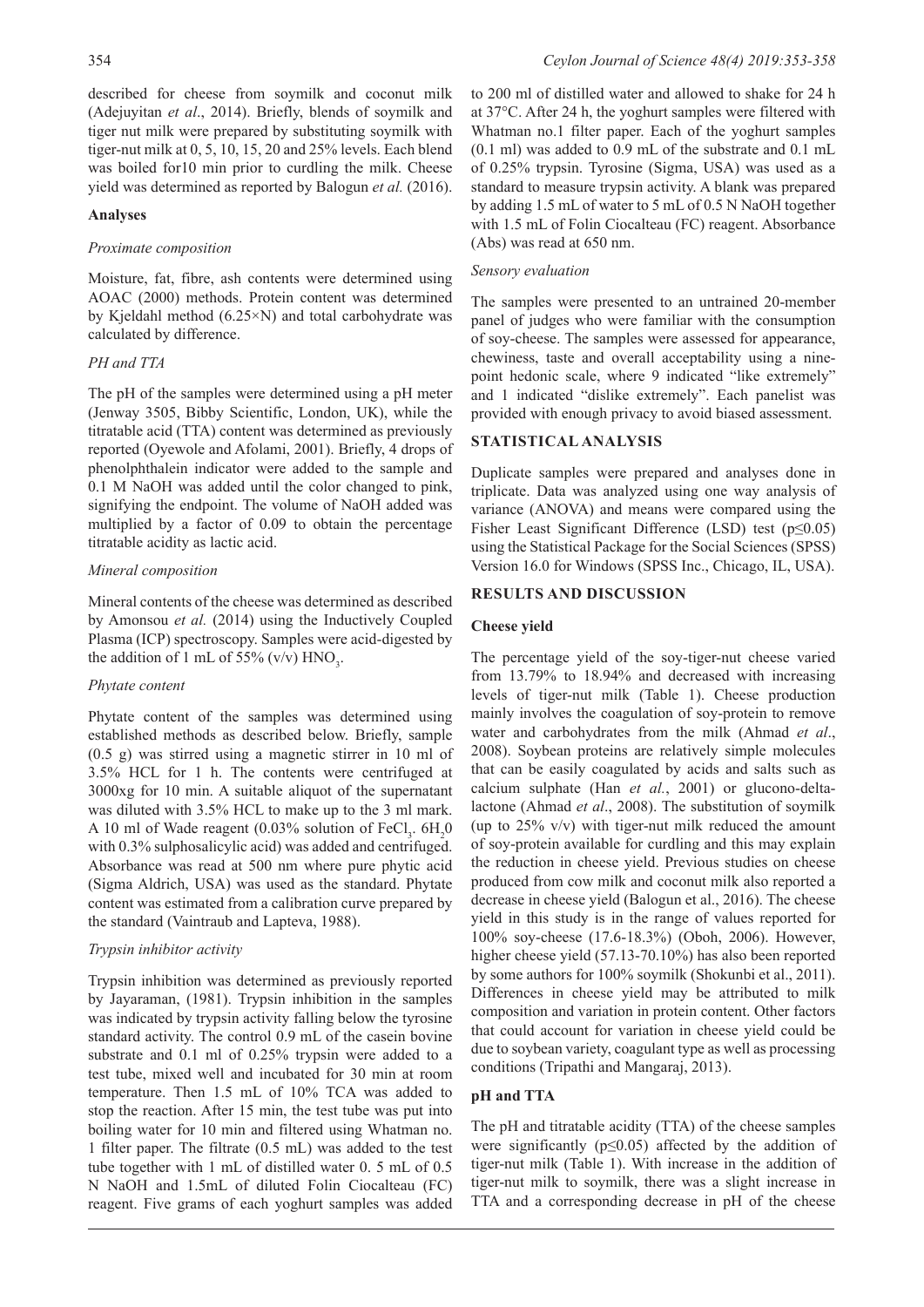described for cheese from soymilk and coconut milk (Adejuyitan *et al*., 2014). Briefly, blends of soymilk and tiger nut milk were prepared by substituting soymilk with tiger-nut milk at 0, 5, 10, 15, 20 and 25% levels. Each blend was boiled for10 min prior to curdling the milk. Cheese yield was determined as reported by Balogun *et al.* (2016).

**Analyses**

*Proximate composition*

Moisture, fat, fibre, ash contents were determined using AOAC (2000) methods. Protein content was determined by Kjeldahl method (6.25×N) and total carbohydrate was calculated by difference.

*PH and TTA*

The pH of the samples were determined using a pH meter (Jenway 3505, Bibby Scientific, London, UK), while the titratable acid (TTA) content was determined as previously reported (Oyewole and Afolami, 2001). Briefly, 4 drops of phenolphthalein indicator were added to the sample and 0.1 M NaOH was added until the color changed to pink, signifying the endpoint. The volume of NaOH added was multiplied by a factor of 0.09 to obtain the percentage titratable acidity as lactic acid.

*Mineral composition*

Mineral contents of the cheese was determined as described by Amonsou *et al.* (2014) using the Inductively Coupled Plasma (ICP) spectroscopy. Samples were acid-digested by the addition of 1 mL of 55% (v/v) $HNO_3$.

*Phytate content*

Phytate content of the samples was determined using established methods as described below. Briefly, sample (0.5 g) was stirred using a magnetic stirrer in 10 ml of 3.5% HCL for 1 h. The contents were centrifuged at 3000xg for 10 min. A suitable aliquot of the supernatant was diluted with 3.5% HCL to make up to the 3 ml mark. A 10 ml of Wade reagent (0.03% solution of $FeCl_3 . 6H_20$ with 0.3% sulphosalicylic acid) was added and centrifuged. Absorbance was read at 500 nm where pure phytic acid (Sigma Aldrich, USA) was used as the standard. Phytate content was estimated from a calibration curve prepared by the standard (Vaintraub and Lapteva, 1988).

*Trypsin inhibitor activity*

Trypsin inhibition was determined as previously reported by Jayaraman, (1981). Trypsin inhibition in the samples was indicated by trypsin activity falling below the tyrosine standard activity. The control 0.9 mL of the casein bovine substrate and 0.1 ml of 0.25% trypsin were added to a test tube, mixed well and incubated for 30 min at room temperature. Then 1.5 mL of 10% TCA was added to stop the reaction. After 15 min, the test tube was put into boiling water for 10 min and filtered using Whatman no. 1 filter paper. The filtrate (0.5 mL) was added to the test tube together with 1 mL of distilled water 0. 5 mL of 0.5 N NaOH and 1.5mL of diluted Folin Ciocalteau (FC) reagent. Five grams of each yoghurt samples was added to 200 ml of distilled water and allowed to shake for 24 h at 37°C. After 24 h, the yoghurt samples were filtered with Whatman no.1 filter paper. Each of the yoghurt samples (0.1 ml) was added to 0.9 mL of the substrate and 0.1 mL of 0.25% trypsin. Tyrosine (Sigma, USA) was used as a standard to measure trypsin activity. A blank was prepared by adding 1.5 mL of water to 5 mL of 0.5 N NaOH together with 1.5 mL of Folin Ciocalteau (FC) reagent. Absorbance (Abs) was read at 650 nm.

*Sensory evaluation*

The samples were presented to an untrained 20-member panel of judges who were familiar with the consumption of soy-cheese. The samples were assessed for appearance, chewiness, taste and overall acceptability using a nine-point hedonic scale, where 9 indicated "like extremely" and 1 indicated "dislike extremely". Each panelist was provided with enough privacy to avoid biased assessment.

## STATISTICAL ANALYSIS

Duplicate samples were prepared and analyses done in triplicate. Data was analyzed using one way analysis of variance (ANOVA) and means were compared using the Fisher Least Significant Difference (LSD) test ($p \leq 0.05$) using the Statistical Package for the Social Sciences (SPSS) Version 16.0 for Windows (SPSS Inc., Chicago, IL, USA).

## RESULTS AND DISCUSSION

**Cheese yield**

The percentage yield of the soy-tiger-nut cheese varied from 13.79% to 18.94% and decreased with increasing levels of tiger-nut milk (Table 1). Cheese production mainly involves the coagulation of soy-protein to remove water and carbohydrates from the milk (Ahmad *et al*., 2008). Soybean proteins are relatively simple molecules that can be easily coagulated by acids and salts such as calcium sulphate (Han *et al.*, 2001) or glucono-delta-lactone (Ahmad *et al*., 2008). The substitution of soymilk (up to 25% v/v) with tiger-nut milk reduced the amount of soy-protein available for curdling and this may explain the reduction in cheese yield. Previous studies on cheese produced from cow milk and coconut milk also reported a decrease in cheese yield (Balogun et al., 2016). The cheese yield in this study is in the range of values reported for 100% soy-cheese (17.6-18.3%) (Oboh, 2006). However, higher cheese yield (57.13-70.10%) has also been reported by some authors for 100% soymilk (Shokunbi et al., 2011). Differences in cheese yield may be attributed to milk composition and variation in protein content. Other factors that could account for variation in cheese yield could be due to soybean variety, coagulant type as well as processing conditions (Tripathi and Mangaraj, 2013).

**pH and TTA**

The pH and titratable acidity (TTA) of the cheese samples were significantly ($p \leq 0.05$) affected by the addition of tiger-nut milk (Table 1). With increase in the addition of tiger-nut milk to soymilk, there was a slight increase in TTA and a corresponding decrease in pH of the cheese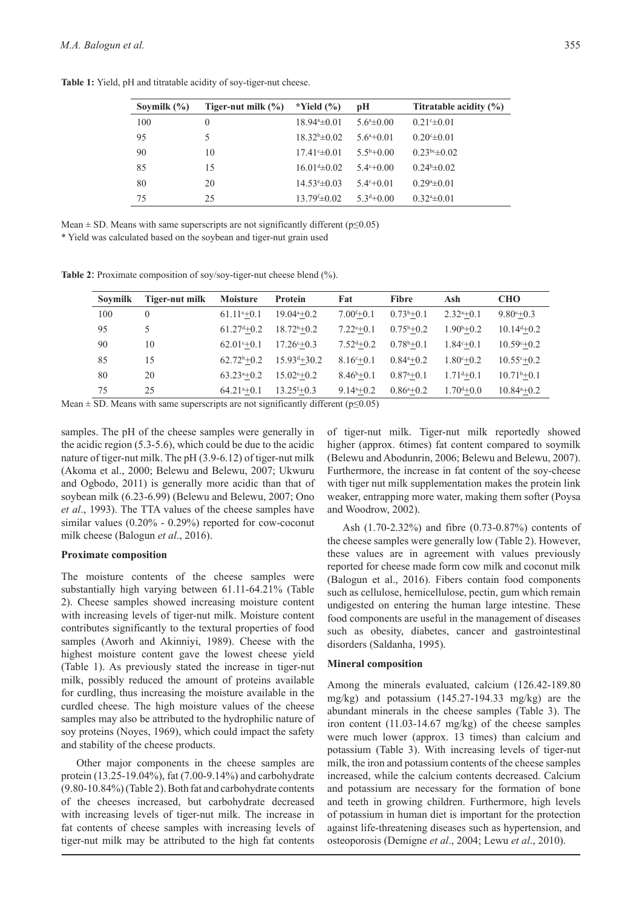**Table 1:** Yield, pH and titratable acidity of soy-tiger-nut cheese.

| Soymilk (%) | Tiger-nut milk (%) | *Yield (%) | pH | Titratable acidity (%) |
|---|---|---|---|---|
| 100 | 0 | $18.94^{a}\pm0.01$ | $5.6^{a}\pm0.00$ | $0.21^{c}\pm0.01$ |
| 95 | 5 | $18.32^{b}\pm0.02$ | $5.6^{a}+0.01$ | $0.20^{c}\pm0.01$ |
| 90 | 10 | $17.41^{c}\pm0.01$ | $5.5^{b}+0.00$ | $0.23^{bc}\pm0.02$ |
| 85 | 15 | $16.01^{d}\pm0.02$ | $5.4^{c}+0.00$ | $0.24^{b}\pm0.02$ |
| 80 | 20 | $14.53^{e}\pm0.03$ | $5.4^{c}+0.01$ | $0.29^{a}\pm0.01$ |
| 75 | 25 | $13.79^{f}\pm0.02$ | $5.3^{d}+0.00$ | $0.32^{a}\pm0.01$ |

Mean ± SD. Means with same superscripts are not significantly different ($p\leq0.05$)

\* Yield was calculated based on the soybean and tiger-nut grain used

**Table 2**: Proximate composition of soy/soy-tiger-nut cheese blend (%).

| Soymilk | Tiger-nut milk | Moisture | Protein | Fat | Fibre | Ash | CHO |
|---|---|---|---|---|---|---|---|
| 100 | 0 | $61.11^{e}\pm0.1$ | $19.04^{a}\pm0.2$ | $7.00^{f}\pm0.1$ | $0.73^{b}\pm0.1$ | $2.32^{a}\pm0.1$ | $9.80^{e}\pm0.3$ |
| 95 | 5 | $61.27^{d}\pm0.2$ | $18.72^{b}\pm0.2$ | $7.22^{e}\pm0.1$ | $0.75^{b}\pm0.2$ | $1.90^{b}\pm0.2$ | $10.14^{d}\pm0.2$ |
| 90 | 10 | $62.01^{c}\pm0.1$ | $17.26^{c}\pm0.3$ | $7.52^{d}\pm0.2$ | $0.78^{b}\pm0.1$ | $1.84^{c}\pm0.1$ | $10.59^{c}\pm0.2$ |
| 85 | 15 | $62.72^{b}\pm0.2$ | $15.93^{d}\pm30.2$ | $8.16^{c}\pm0.1$ | $0.84^{a}\pm0.2$ | $1.80^{c}\pm0.2$ | $10.55^{c}\pm0.2$ |
| 80 | 20 | $63.23^{a}\pm0.2$ | $15.02^{e}\pm0.2$ | $8.46^{b}\pm0.1$ | $0.87^{a}\pm0.1$ | $1.71^{d}\pm0.1$ | $10.71^{b}\pm0.1$ |
| 75 | 25 | $64.21^{a}\pm0.1$ | $13.25^{f}\pm0.3$ | $9.14^{a}\pm0.2$ | $0.86^{a}\pm0.2$ | $1.70^{d}\pm0.0$ | $10.84^{a}\pm0.2$ |

Mean ± SD. Means with same superscripts are not significantly different ($p\leq0.05$)

samples. The pH of the cheese samples were generally in the acidic region (5.3-5.6), which could be due to the acidic nature of tiger-nut milk. The pH (3.9-6.12) of tiger-nut milk (Akoma et al., 2000; Belewu and Belewu, 2007; Ukwuru and Ogbodo, 2011) is generally more acidic than that of soybean milk (6.23-6.99) (Belewu and Belewu, 2007; Ono *et al*., 1993). The TTA values of the cheese samples have similar values (0.20% - 0.29%) reported for cow-coconut milk cheese (Balogun *et al*., 2016).

#### Proximate composition

The moisture contents of the cheese samples were substantially high varying between 61.11-64.21% (Table 2). Cheese samples showed increasing moisture content with increasing levels of tiger-nut milk. Moisture content contributes significantly to the textural properties of food samples (Aworh and Akinniyi, 1989). Cheese with the highest moisture content gave the lowest cheese yield (Table 1). As previously stated the increase in tiger-nut milk, possibly reduced the amount of proteins available for curdling, thus increasing the moisture available in the curdled cheese. The high moisture values of the cheese samples may also be attributed to the hydrophilic nature of soy proteins (Noyes, 1969), which could impact the safety and stability of the cheese products.

Other major components in the cheese samples are protein (13.25-19.04%), fat (7.00-9.14%) and carbohydrate (9.80-10.84%) (Table 2). Both fat and carbohydrate contents of the cheeses increased, but carbohydrate decreased with increasing levels of tiger-nut milk. The increase in fat contents of cheese samples with increasing levels of tiger-nut milk may be attributed to the high fat contents of tiger-nut milk. Tiger-nut milk reportedly showed higher (approx. 6times) fat content compared to soymilk (Belewu and Abodunrin, 2006; Belewu and Belewu, 2007). Furthermore, the increase in fat content of the soy-cheese with tiger nut milk supplementation makes the protein link weaker, entrapping more water, making them softer (Poysa and Woodrow, 2002).

Ash (1.70-2.32%) and fibre (0.73-0.87%) contents of the cheese samples were generally low (Table 2). However, these values are in agreement with values previously reported for cheese made form cow milk and coconut milk (Balogun et al., 2016). Fibers contain food components such as cellulose, hemicellulose, pectin, gum which remain undigested on entering the human large intestine. These food components are useful in the management of diseases such as obesity, diabetes, cancer and gastrointestinal disorders (Saldanha, 1995).

#### Mineral composition

Among the minerals evaluated, calcium (126.42-189.80 mg/kg) and potassium (145.27-194.33 mg/kg) are the abundant minerals in the cheese samples (Table 3). The iron content (11.03-14.67 mg/kg) of the cheese samples were much lower (approx. 13 times) than calcium and potassium (Table 3). With increasing levels of tiger-nut milk, the iron and potassium contents of the cheese samples increased, while the calcium contents decreased. Calcium and potassium are necessary for the formation of bone and teeth in growing children. Furthermore, high levels of potassium in human diet is important for the protection against life-threatening diseases such as hypertension, and osteoporosis (Demigne *et al*., 2004; Lewu *et al*., 2010).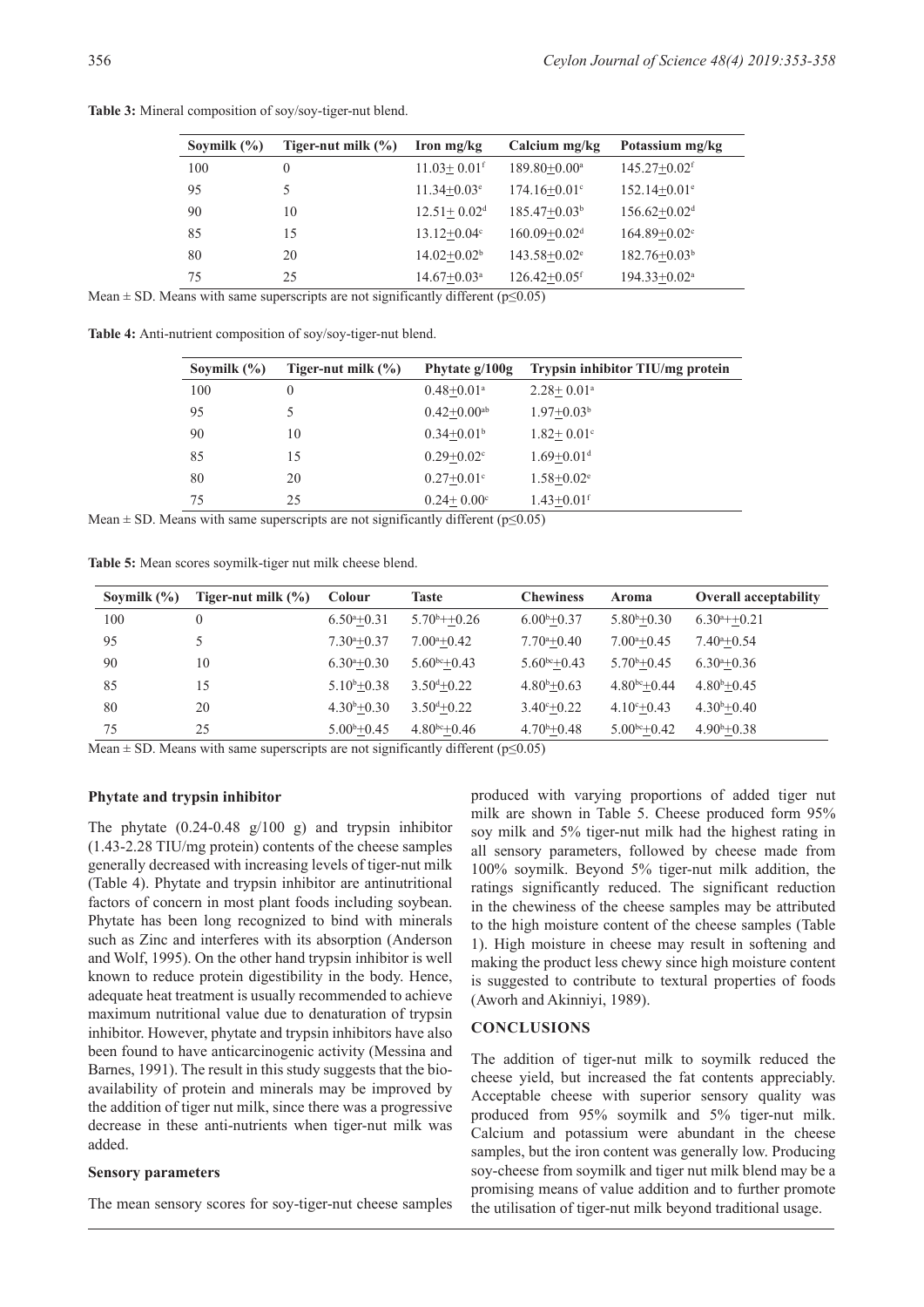**Table 3:** Mineral composition of soy/soy-tiger-nut blend.

| Soymilk (%) | Tiger-nut milk (%) | Iron mg/kg | Calcium mg/kg | Potassium mg/kg |
|---|---|---|---|---|
| 100 | 0 | 11.03± 0.01$^{f}$ | 189.80±0.00$^{a}$ | 145.27±0.02$^{f}$ |
| 95 | 5 | 11.34±0.03$^{e}$ | 174.16±0.01$^{c}$ | 152.14±0.01$^{e}$ |
| 90 | 10 | 12.51± 0.02$^{d}$ | 185.47±0.03$^{b}$ | 156.62±0.02$^{d}$ |
| 85 | 15 | 13.12±0.04$^{c}$ | 160.09±0.02$^{d}$ | 164.89±0.02$^{c}$ |
| 80 | 20 | 14.02±0.02$^{b}$ | 143.58±0.02$^{e}$ | 182.76±0.03$^{b}$ |
| 75 | 25 | 14.67±0.03$^{a}$ | 126.42±0.05$^{f}$ | 194.33±0.02$^{a}$ |

Mean ± SD. Means with same superscripts are not significantly different ($p \leq 0.05$)

**Table 4:** Anti-nutrient composition of soy/soy-tiger-nut blend.

| Soymilk (%) | Tiger-nut milk (%) | Phytate g/100g | Trypsin inhibitor TIU/mg protein |
|---|---|---|---|
| 100 | 0 | 0.48±0.01$^{a}$ | 2.28± 0.01$^{a}$ |
| 95 | 5 | 0.42±0.00$^{ab}$ | 1.97±0.03$^{b}$ |
| 90 | 10 | 0.34±0.01$^{b}$ | 1.82± 0.01$^{c}$ |
| 85 | 15 | 0.29±0.02$^{c}$ | 1.69±0.01$^{d}$ |
| 80 | 20 | 0.27±0.01$^{c}$ | 1.58±0.02$^{e}$ |
| 75 | 25 | 0.24± 0.00$^{c}$ | 1.43±0.01$^{f}$ |

Mean ± SD. Means with same superscripts are not significantly different ($p \leq 0.05$)

**Table 5:** Mean scores soymilk-tiger nut milk cheese blend.

| Soymilk (%) | Tiger-nut milk (%) | Colour | Taste | Chewiness | Aroma | Overall acceptability |
|---|---|---|---|---|---|---|
| 100 | 0 | 6.50$^{a}$±0.31 | 5.70$^{b}$+±0.26 | 6.00$^{b}$±0.37 | 5.80$^{b}$±0.30 | 6.30$^{a}$+±0.21 |
| 95 | 5 | 7.30$^{a}$±0.37 | 7.00$^{a}$±0.42 | 7.70$^{a}$±0.40 | 7.00$^{a}$±0.45 | 7.40$^{a}$±0.54 |
| 90 | 10 | 6.30$^{a}$±0.30 | 5.60$^{bc}$±0.43 | 5.60$^{bc}$±0.43 | 5.70$^{b}$±0.45 | 6.30$^{a}$±0.36 |
| 85 | 15 | 5.10$^{b}$±0.38 | 3.50$^{d}$±0.22 | 4.80$^{b}$±0.63 | 4.80$^{bc}$±0.44 | 4.80$^{b}$±0.45 |
| 80 | 20 | 4.30$^{b}$±0.30 | 3.50$^{d}$±0.22 | 3.40$^{c}$±0.22 | 4.10$^{c}$±0.43 | 4.30$^{b}$±0.40 |
| 75 | 25 | 5.00$^{b}$±0.45 | 4.80$^{bc}$±0.46 | 4.70$^{b}$±0.48 | 5.00$^{bc}$±0.42 | 4.90$^{b}$±0.38 |

Mean ± SD. Means with same superscripts are not significantly different ($p \leq 0.05$)

### Phytate and trypsin inhibitor

The phytate (0.24-0.48 g/100 g) and trypsin inhibitor (1.43-2.28 TIU/mg protein) contents of the cheese samples generally decreased with increasing levels of tiger-nut milk (Table 4). Phytate and trypsin inhibitor are antinutritional factors of concern in most plant foods including soybean. Phytate has been long recognized to bind with minerals such as Zinc and interferes with its absorption (Anderson and Wolf, 1995). On the other hand trypsin inhibitor is well known to reduce protein digestibility in the body. Hence, adequate heat treatment is usually recommended to achieve maximum nutritional value due to denaturation of trypsin inhibitor. However, phytate and trypsin inhibitors have also been found to have anticarcinogenic activity (Messina and Barnes, 1991). The result in this study suggests that the bio-availability of protein and minerals may be improved by the addition of tiger nut milk, since there was a progressive decrease in these anti-nutrients when tiger-nut milk was added.

### Sensory parameters

The mean sensory scores for soy-tiger-nut cheese samples produced with varying proportions of added tiger nut milk are shown in Table 5. Cheese produced form 95% soy milk and 5% tiger-nut milk had the highest rating in all sensory parameters, followed by cheese made from 100% soymilk. Beyond 5% tiger-nut milk addition, the ratings significantly reduced. The significant reduction in the chewiness of the cheese samples may be attributed to the high moisture content of the cheese samples (Table 1). High moisture in cheese may result in softening and making the product less chewy since high moisture content is suggested to contribute to textural properties of foods (Aworh and Akinniyi, 1989).

## CONCLUSIONS

The addition of tiger-nut milk to soymilk reduced the cheese yield, but increased the fat contents appreciably. Acceptable cheese with superior sensory quality was produced from 95% soymilk and 5% tiger-nut milk. Calcium and potassium were abundant in the cheese samples, but the iron content was generally low. Producing soy-cheese from soymilk and tiger nut milk blend may be a promising means of value addition and to further promote the utilisation of tiger-nut milk beyond traditional usage.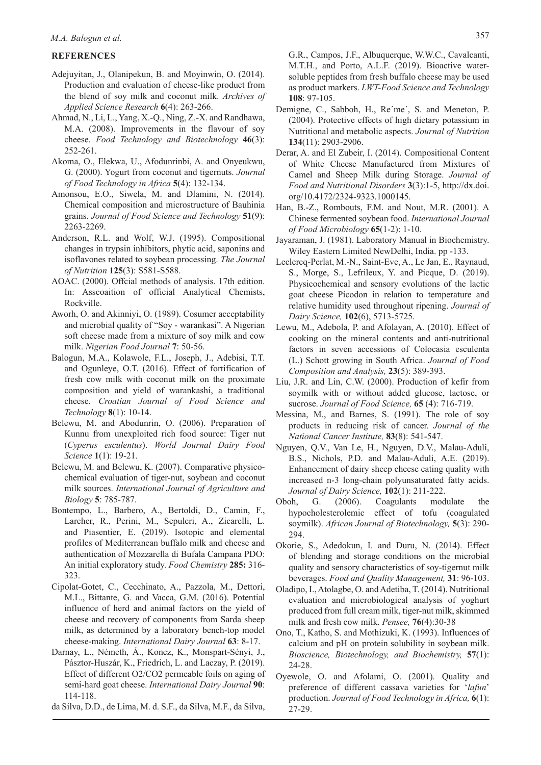## REFERENCES

Adejuyitan, J., Olanipekun, B. and Moyinwin, O. (2014). Production and evaluation of cheese-like product from the blend of soy milk and coconut milk. *Archives of Applied Science Research* **6**(4): 263-266.

Ahmad, N., Li, L., Yang, X.-Q., Ning, Z.-X. and Randhawa, M.A. (2008). Improvements in the flavour of soy cheese. *Food Technology and Biotechnology* **46**(3): 252-261.

Akoma, O., Elekwa, U., Afodunrinbi, A. and Onyeukwu, G. (2000). Yogurt from coconut and tigernuts. *Journal of Food Technology in Africa* **5**(4): 132-134.

Amonsou, E.O., Siwela, M. and Dlamini, N. (2014). Chemical composition and microstructure of Bauhinia grains. *Journal of Food Science and Technology* **51**(9): 2263-2269.

Anderson, R.L. and Wolf, W.J. (1995). Compositional changes in trypsin inhibitors, phytic acid, saponins and isoflavones related to soybean processing. *The Journal of Nutrition* **125**(3): S581-S588.

AOAC. (2000). Offcial methods of analysis. 17th edition. In: Asscoaition of official Analytical Chemists, Rockville.

Aworh, O. and Akinniyi, O. (1989). Cosumer acceptability and microbial quality of "Soy - warankasi". A Nigerian soft cheese made from a mixture of soy milk and cow milk. *Nigerian Food Journal* **7**: 50-56.

Balogun, M.A., Kolawole, F.L., Joseph, J., Adebisi, T.T. and Ogunleye, O.T. (2016). Effect of fortification of fresh cow milk with coconut milk on the proximate composition and yield of warankashi, a traditional cheese. *Croatian Journal of Food Science and Technology* **8**(1): 10-14.

Belewu, M. and Abodunrin, O. (2006). Preparation of Kunnu from unexploited rich food source: Tiger nut (*Cyperus esculentus*). *World Journal Dairy Food Science* **1**(1): 19-21.

Belewu, M. and Belewu, K. (2007). Comparative physico-chemical evaluation of tiger-nut, soybean and coconut milk sources. *International Journal of Agriculture and Biology* **5**: 785-787.

Bontempo, L., Barbero, A., Bertoldi, D., Camin, F., Larcher, R., Perini, M., Sepulcri, A., Zicarelli, L. and Piasentier, E. (2019). Isotopic and elemental profiles of Mediterranean buffalo milk and cheese and authentication of Mozzarella di Bufala Campana PDO: An initial exploratory study. *Food Chemistry* **285:** 316-323.

Cipolat-Gotet, C., Cecchinato, A., Pazzola, M., Dettori, M.L., Bittante, G. and Vacca, G.M. (2016). Potential influence of herd and animal factors on the yield of cheese and recovery of components from Sarda sheep milk, as determined by a laboratory bench-top model cheese-making. *International Dairy Journal* **63**: 8-17.

Darnay, L., Németh, Á., Koncz, K., Monspart-Sényi, J., Pásztor-Huszár, K., Friedrich, L. and Laczay, P. (2019). Effect of different O2/CO2 permeable foils on aging of semi-hard goat cheese. *International Dairy Journal* **90**: 114-118.

da Silva, D.D., de Lima, M. d. S.F., da Silva, M.F., da Silva, G.R., Campos, J.F., Albuquerque, W.W.C., Cavalcanti, M.T.H., and Porto, A.L.F. (2019). Bioactive water-soluble peptides from fresh buffalo cheese may be used as product markers. *LWT-Food Science and Technology* **108**: 97-105.

Demigne, C., Sabboh, H., Re´me´, S. and Meneton, P. (2004). Protective effects of high dietary potassium in Nutritional and metabolic aspects. *Journal of Nutrition* **134**(11): 2903-2906.

Derar, A. and El Zubeir, I. (2014). Compositional Content of White Cheese Manufactured from Mixtures of Camel and Sheep Milk during Storage. *Journal of Food and Nutritional Disorders* **3**(3):1-5, http://dx.doi.org/10.4172/2324-9323.1000145.

Han, B.-Z., Rombouts, F.M. and Nout, M.R. (2001). A Chinese fermented soybean food. *International Journal of Food Microbiology* **65**(1-2): 1-10.

Jayaraman, J. (1981). Laboratory Manual in Biochemistry. Wiley Eastern Limited NewDelhi, India. pp -133.

Leclercq-Perlat, M.-N., Saint-Eve, A., Le Jan, E., Raynaud, S., Morge, S., Lefrileux, Y. and Picque, D. (2019). Physicochemical and sensory evolutions of the lactic goat cheese Picodon in relation to temperature and relative humidity used throughout ripening. *Journal of Dairy Science,* **102**(6), 5713-5725.

Lewu, M., Adebola, P. and Afolayan, A. (2010). Effect of cooking on the mineral contents and anti-nutritional factors in seven accessions of Colocasia esculenta (L.) Schott growing in South Africa. *Journal of Food Composition and Analysis,* **23**(5): 389-393.

Liu, J.R. and Lin, C.W. (2000). Production of kefir from soymilk with or without added glucose, lactose, or sucrose. *Journal of Food Science,* **65** (4): 716-719.

Messina, M., and Barnes, S. (1991). The role of soy products in reducing risk of cancer. *Journal of the National Cancer Institute,* **83**(8): 541-547.

Nguyen, Q.V., Van Le, H., Nguyen, D.V., Malau-Aduli, B.S., Nichols, P.D. and Malau-Aduli, A.E. (2019). Enhancement of dairy sheep cheese eating quality with increased n-3 long-chain polyunsaturated fatty acids. *Journal of Dairy Science,* **102**(1): 211-222.

Oboh, G. (2006). Coagulants modulate the hypocholesterolemic effect of tofu (coagulated soymilk). *African Journal of Biotechnology,* **5**(3): 290-294.

Okorie, S., Adedokun, I. and Duru, N. (2014). Effect of blending and storage conditions on the microbial quality and sensory characteristics of soy-tigernut milk beverages. *Food and Quality Management,* **31**: 96-103.

Oladipo, I., Atolagbe, O. and Adetiba, T. (2014). Nutritional evaluation and microbiological analysis of yoghurt produced from full cream milk, tiger-nut milk, skimmed milk and fresh cow milk. *Pensee,* **76**(4):30-38

Ono, T., Katho, S. and Mothizuki, K. (1993). Influences of calcium and pH on protein solubility in soybean milk. *Bioscience, Biotechnology, and Biochemistry,* **57**(1): 24-28.

Oyewole, O. and Afolami, O. (2001). Quality and preference of different cassava varieties for '*lafun*' production. *Journal of Food Technology in Africa,* **6**(1): 27-29.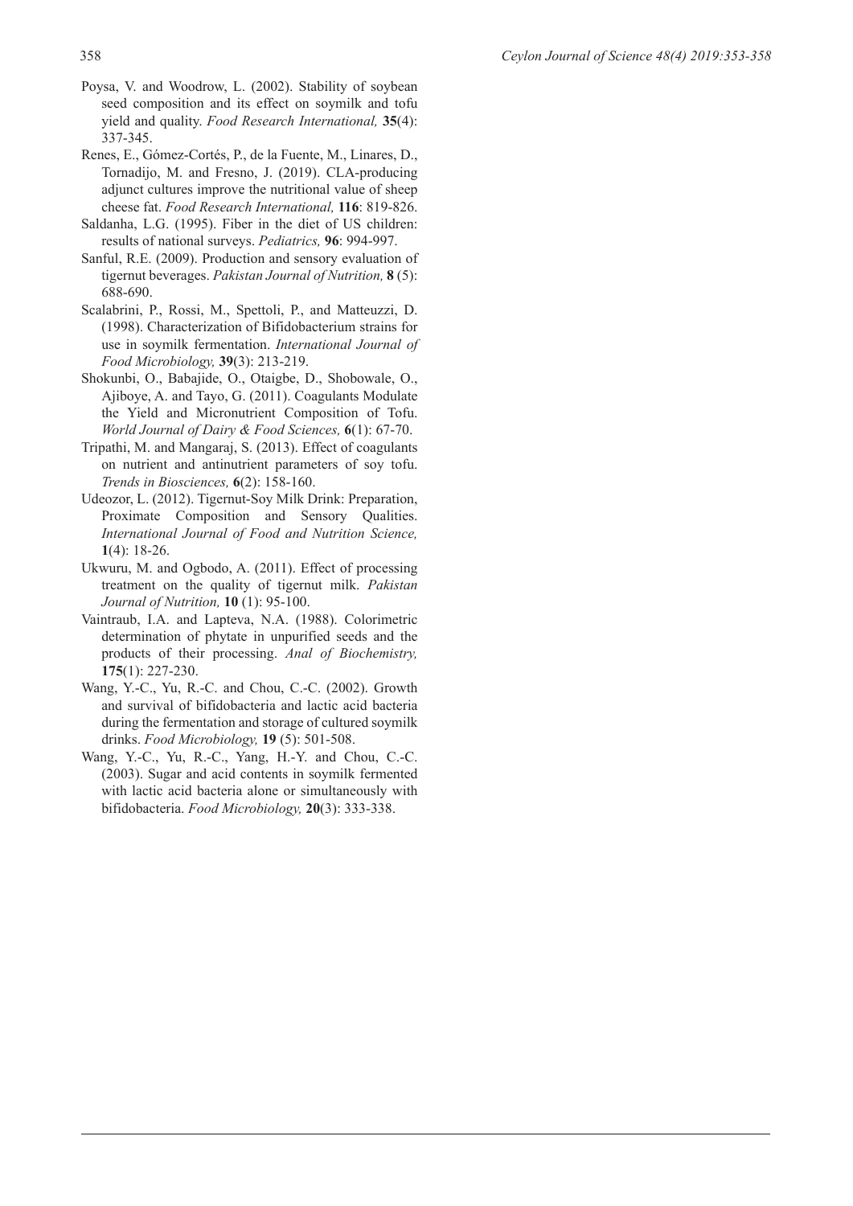Poysa, V. and Woodrow, L. (2002). Stability of soybean seed composition and its effect on soymilk and tofu yield and quality. *Food Research International,* **35**(4): 337-345.

Renes, E., Gómez-Cortés, P., de la Fuente, M., Linares, D., Tornadijo, M. and Fresno, J. (2019). CLA-producing adjunct cultures improve the nutritional value of sheep cheese fat. *Food Research International,* **116**: 819-826.

Saldanha, L.G. (1995). Fiber in the diet of US children: results of national surveys. *Pediatrics,* **96**: 994-997.

Sanful, R.E. (2009). Production and sensory evaluation of tigernut beverages. *Pakistan Journal of Nutrition,* **8** (5): 688-690.

Scalabrini, P., Rossi, M., Spettoli, P., and Matteuzzi, D. (1998). Characterization of Bifidobacterium strains for use in soymilk fermentation. *International Journal of Food Microbiology,* **39**(3): 213-219.

Shokunbi, O., Babajide, O., Otaigbe, D., Shobowale, O., Ajiboye, A. and Tayo, G. (2011). Coagulants Modulate the Yield and Micronutrient Composition of Tofu. *World Journal of Dairy & Food Sciences,* **6**(1): 67-70.

Tripathi, M. and Mangaraj, S. (2013). Effect of coagulants on nutrient and antinutrient parameters of soy tofu. *Trends in Biosciences,* **6**(2): 158-160.

Udeozor, L. (2012). Tigernut-Soy Milk Drink: Preparation, Proximate Composition and Sensory Qualities. *International Journal of Food and Nutrition Science,* **1**(4): 18-26.

Ukwuru, M. and Ogbodo, A. (2011). Effect of processing treatment on the quality of tigernut milk. *Pakistan Journal of Nutrition,* **10** (1): 95-100.

Vaintraub, I.A. and Lapteva, N.A. (1988). Colorimetric determination of phytate in unpurified seeds and the products of their processing. *Anal of Biochemistry,* **175**(1): 227-230.

Wang, Y.-C., Yu, R.-C. and Chou, C.-C. (2002). Growth and survival of bifidobacteria and lactic acid bacteria during the fermentation and storage of cultured soymilk drinks. *Food Microbiology,* **19** (5): 501-508.

Wang, Y.-C., Yu, R.-C., Yang, H.-Y. and Chou, C.-C. (2003). Sugar and acid contents in soymilk fermented with lactic acid bacteria alone or simultaneously with bifidobacteria. *Food Microbiology,* **20**(3): 333-338.